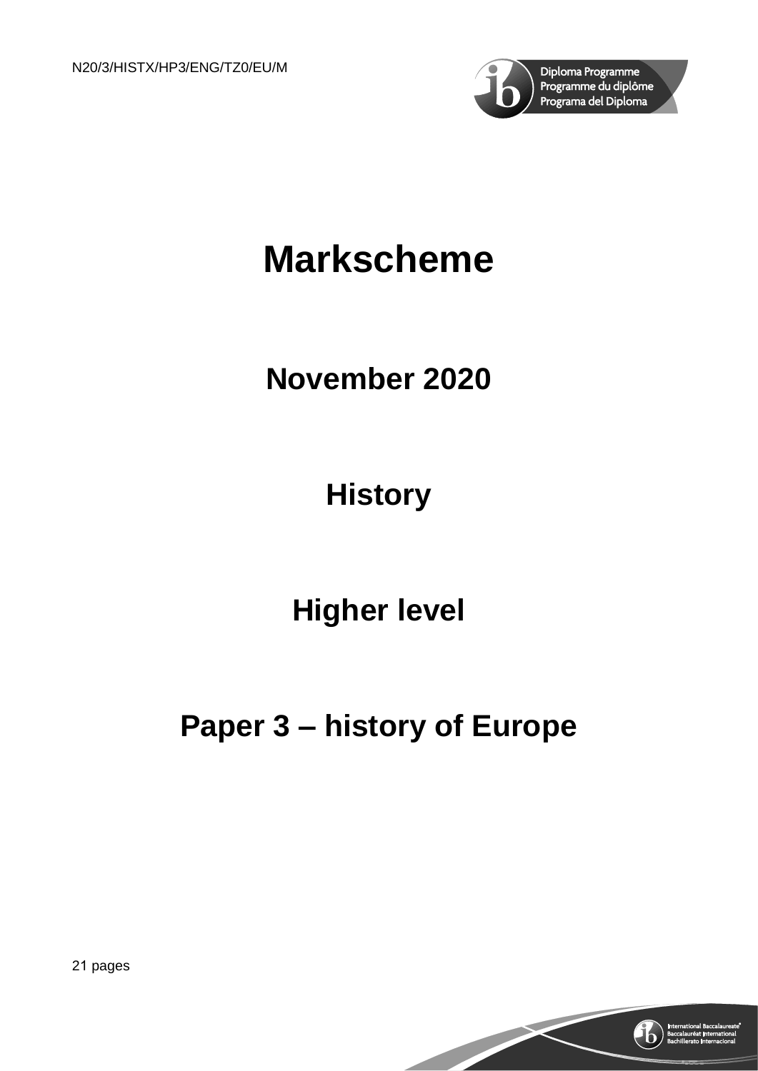N20/3/HISTX/HP3/ENG/TZ0/EU/M

Diploma Programme
Programme du diplôme
Programa del Diploma

# Markscheme

## November 2020

## History

## Higher level

## Paper 3 – history of Europe

21 pages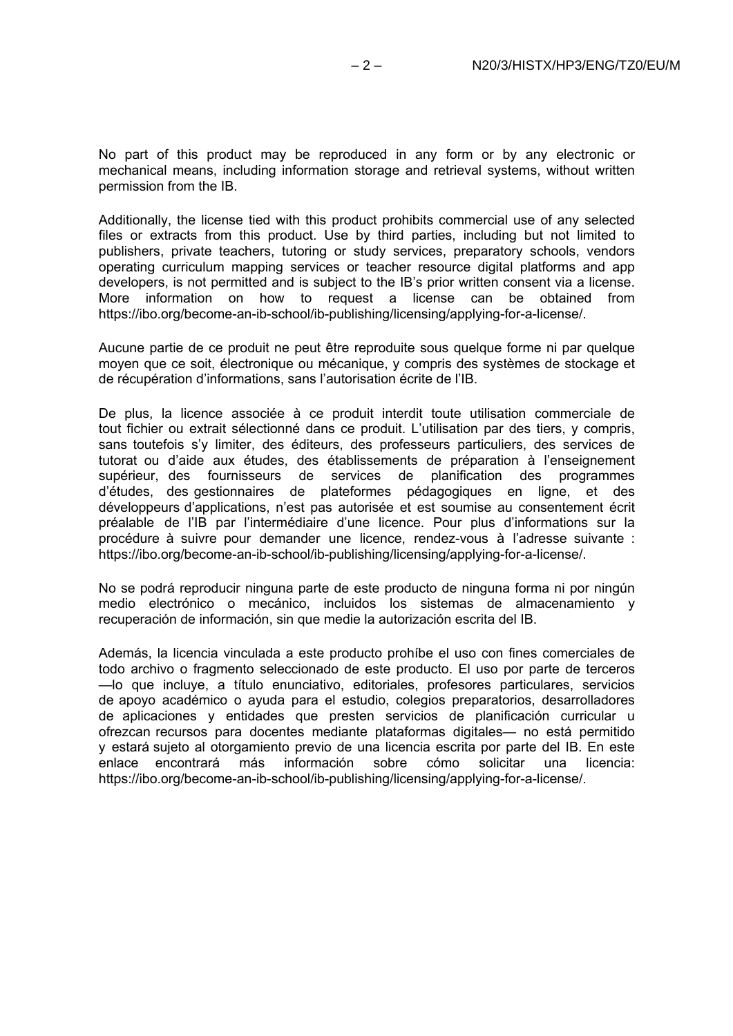No part of this product may be reproduced in any form or by any electronic or mechanical means, including information storage and retrieval systems, without written permission from the IB.

Additionally, the license tied with this product prohibits commercial use of any selected files or extracts from this product. Use by third parties, including but not limited to publishers, private teachers, tutoring or study services, preparatory schools, vendors operating curriculum mapping services or teacher resource digital platforms and app developers, is not permitted and is subject to the IB's prior written consent via a license. More information on how to request a license can be obtained from https://ibo.org/become-an-ib-school/ib-publishing/licensing/applying-for-a-license/.

Aucune partie de ce produit ne peut être reproduite sous quelque forme ni par quelque moyen que ce soit, électronique ou mécanique, y compris des systèmes de stockage et de récupération d'informations, sans l'autorisation écrite de l'IB.

De plus, la licence associée à ce produit interdit toute utilisation commerciale de tout fichier ou extrait sélectionné dans ce produit. L'utilisation par des tiers, y compris, sans toutefois s'y limiter, des éditeurs, des professeurs particuliers, des services de tutorat ou d'aide aux études, des établissements de préparation à l'enseignement supérieur, des fournisseurs de services de planification des programmes d'études, des gestionnaires de plateformes pédagogiques en ligne, et des développeurs d'applications, n'est pas autorisée et est soumise au consentement écrit préalable de l'IB par l'intermédiaire d'une licence. Pour plus d'informations sur la procédure à suivre pour demander une licence, rendez-vous à l'adresse suivante : https://ibo.org/become-an-ib-school/ib-publishing/licensing/applying-for-a-license/.

No se podrá reproducir ninguna parte de este producto de ninguna forma ni por ningún medio electrónico o mecánico, incluidos los sistemas de almacenamiento y recuperación de información, sin que medie la autorización escrita del IB.

Además, la licencia vinculada a este producto prohíbe el uso con fines comerciales de todo archivo o fragmento seleccionado de este producto. El uso por parte de terceros —lo que incluye, a título enunciativo, editoriales, profesores particulares, servicios de apoyo académico o ayuda para el estudio, colegios preparatorios, desarrolladores de aplicaciones y entidades que presten servicios de planificación curricular u ofrezcan recursos para docentes mediante plataformas digitales— no está permitido y estará sujeto al otorgamiento previo de una licencia escrita por parte del IB. En este enlace encontrará más información sobre cómo solicitar una licencia: https://ibo.org/become-an-ib-school/ib-publishing/licensing/applying-for-a-license/.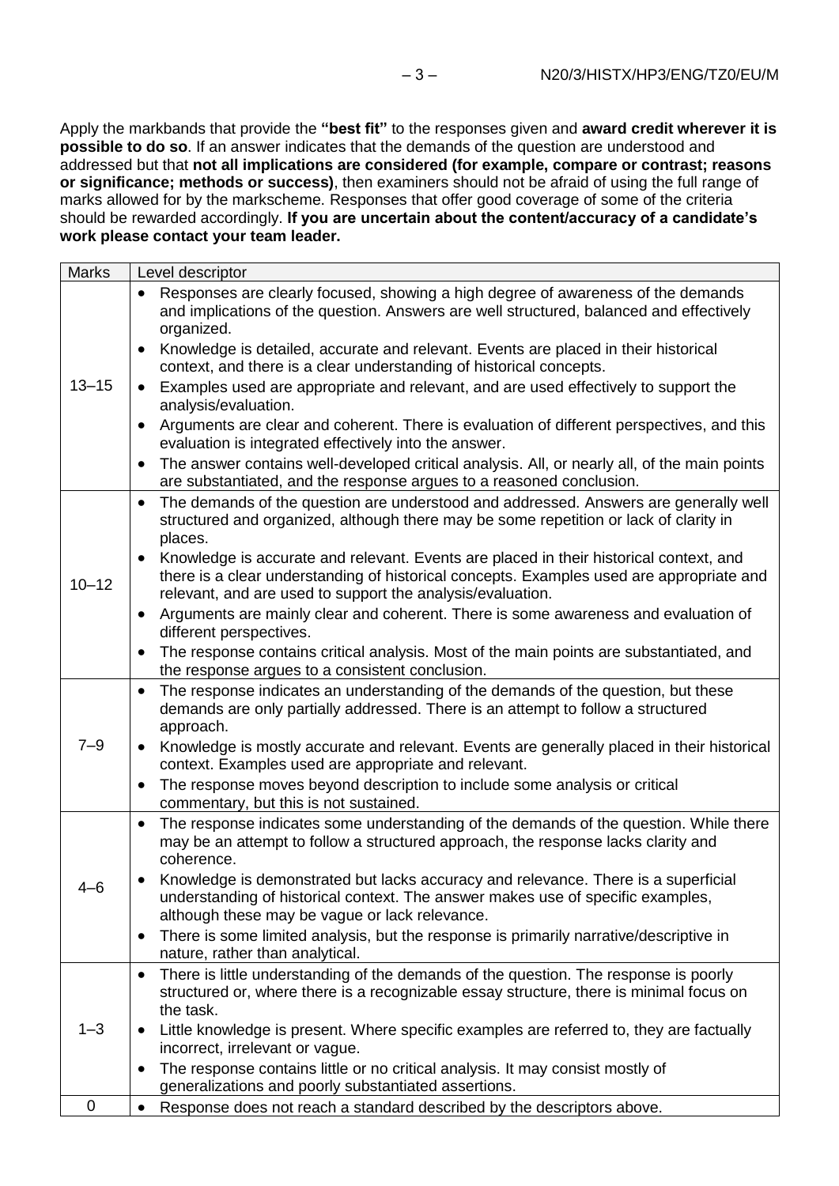Apply the markbands that provide the **"best fit"** to the responses given and **award credit wherever it is possible to do so**. If an answer indicates that the demands of the question are understood and addressed but that **not all implications are considered (for example, compare or contrast; reasons or significance; methods or success)**, then examiners should not be afraid of using the full range of marks allowed for by the markscheme. Responses that offer good coverage of some of the criteria should be rewarded accordingly. **If you are uncertain about the content/accuracy of a candidate's work please contact your team leader.**

| Marks | Level descriptor |
|---|---|
| 13–15 | • Responses are clearly focused, showing a high degree of awareness of the demands and implications of the question. Answers are well structured, balanced and effectively organized.<br>• Knowledge is detailed, accurate and relevant. Events are placed in their historical context, and there is a clear understanding of historical concepts.<br>• Examples used are appropriate and relevant, and are used effectively to support the analysis/evaluation.<br>• Arguments are clear and coherent. There is evaluation of different perspectives, and this evaluation is integrated effectively into the answer.<br>• The answer contains well-developed critical analysis. All, or nearly all, of the main points are substantiated, and the response argues to a reasoned conclusion. |
| 10–12 | • The demands of the question are understood and addressed. Answers are generally well structured and organized, although there may be some repetition or lack of clarity in places.<br>• Knowledge is accurate and relevant. Events are placed in their historical context, and there is a clear understanding of historical concepts. Examples used are appropriate and relevant, and are used to support the analysis/evaluation.<br>• Arguments are mainly clear and coherent. There is some awareness and evaluation of different perspectives.<br>• The response contains critical analysis. Most of the main points are substantiated, and the response argues to a consistent conclusion. |
| 7–9 | • The response indicates an understanding of the demands of the question, but these demands are only partially addressed. There is an attempt to follow a structured approach.<br>• Knowledge is mostly accurate and relevant. Events are generally placed in their historical context. Examples used are appropriate and relevant.<br>• The response moves beyond description to include some analysis or critical commentary, but this is not sustained. |
| 4–6 | • The response indicates some understanding of the demands of the question. While there may be an attempt to follow a structured approach, the response lacks clarity and coherence.<br>• Knowledge is demonstrated but lacks accuracy and relevance. There is a superficial understanding of historical context. The answer makes use of specific examples, although these may be vague or lack relevance.<br>• There is some limited analysis, but the response is primarily narrative/descriptive in nature, rather than analytical. |
| 1–3 | • There is little understanding of the demands of the question. The response is poorly structured or, where there is a recognizable essay structure, there is minimal focus on the task.<br>• Little knowledge is present. Where specific examples are referred to, they are factually incorrect, irrelevant or vague.<br>• The response contains little or no critical analysis. It may consist mostly of generalizations and poorly substantiated assertions. |
| 0 | • Response does not reach a standard described by the descriptors above. |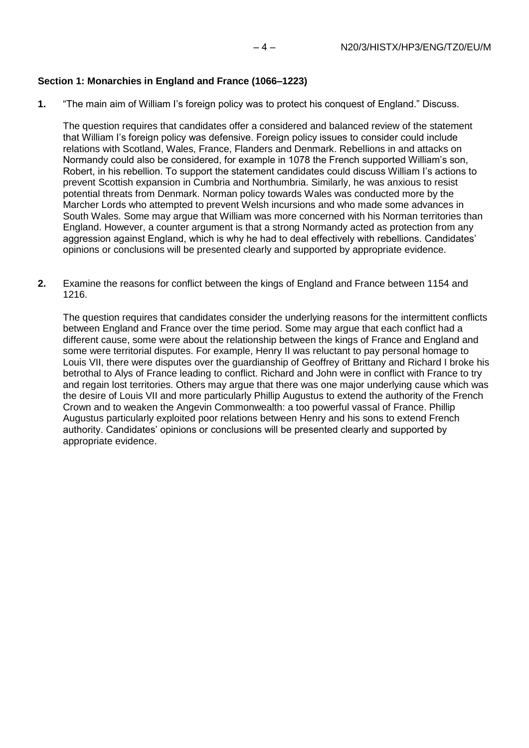## Section 1: Monarchies in England and France (1066–1223)

**1.** "The main aim of William I's foreign policy was to protect his conquest of England." Discuss.

The question requires that candidates offer a considered and balanced review of the statement that William I's foreign policy was defensive. Foreign policy issues to consider could include relations with Scotland, Wales, France, Flanders and Denmark. Rebellions in and attacks on Normandy could also be considered, for example in 1078 the French supported William's son, Robert, in his rebellion. To support the statement candidates could discuss William I's actions to prevent Scottish expansion in Cumbria and Northumbria. Similarly, he was anxious to resist potential threats from Denmark. Norman policy towards Wales was conducted more by the Marcher Lords who attempted to prevent Welsh incursions and who made some advances in South Wales. Some may argue that William was more concerned with his Norman territories than England. However, a counter argument is that a strong Normandy acted as protection from any aggression against England, which is why he had to deal effectively with rebellions. Candidates' opinions or conclusions will be presented clearly and supported by appropriate evidence.

**2.** Examine the reasons for conflict between the kings of England and France between 1154 and 1216.

The question requires that candidates consider the underlying reasons for the intermittent conflicts between England and France over the time period. Some may argue that each conflict had a different cause, some were about the relationship between the kings of France and England and some were territorial disputes. For example, Henry II was reluctant to pay personal homage to Louis VII, there were disputes over the guardianship of Geoffrey of Brittany and Richard I broke his betrothal to Alys of France leading to conflict. Richard and John were in conflict with France to try and regain lost territories. Others may argue that there was one major underlying cause which was the desire of Louis VII and more particularly Phillip Augustus to extend the authority of the French Crown and to weaken the Angevin Commonwealth: a too powerful vassal of France. Phillip Augustus particularly exploited poor relations between Henry and his sons to extend French authority. Candidates' opinions or conclusions will be presented clearly and supported by appropriate evidence.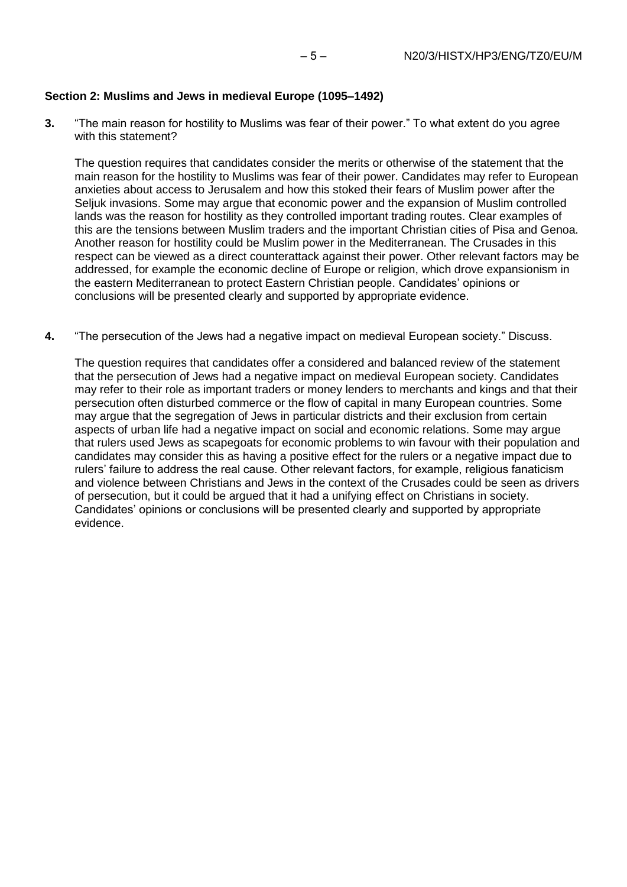## Section 2: Muslims and Jews in medieval Europe (1095–1492)

**3.** "The main reason for hostility to Muslims was fear of their power." To what extent do you agree with this statement?

The question requires that candidates consider the merits or otherwise of the statement that the main reason for the hostility to Muslims was fear of their power. Candidates may refer to European anxieties about access to Jerusalem and how this stoked their fears of Muslim power after the Seljuk invasions. Some may argue that economic power and the expansion of Muslim controlled lands was the reason for hostility as they controlled important trading routes. Clear examples of this are the tensions between Muslim traders and the important Christian cities of Pisa and Genoa. Another reason for hostility could be Muslim power in the Mediterranean. The Crusades in this respect can be viewed as a direct counterattack against their power. Other relevant factors may be addressed, for example the economic decline of Europe or religion, which drove expansionism in the eastern Mediterranean to protect Eastern Christian people. Candidates' opinions or conclusions will be presented clearly and supported by appropriate evidence.

**4.** "The persecution of the Jews had a negative impact on medieval European society." Discuss.

The question requires that candidates offer a considered and balanced review of the statement that the persecution of Jews had a negative impact on medieval European society. Candidates may refer to their role as important traders or money lenders to merchants and kings and that their persecution often disturbed commerce or the flow of capital in many European countries. Some may argue that the segregation of Jews in particular districts and their exclusion from certain aspects of urban life had a negative impact on social and economic relations. Some may argue that rulers used Jews as scapegoats for economic problems to win favour with their population and candidates may consider this as having a positive effect for the rulers or a negative impact due to rulers' failure to address the real cause. Other relevant factors, for example, religious fanaticism and violence between Christians and Jews in the context of the Crusades could be seen as drivers of persecution, but it could be argued that it had a unifying effect on Christians in society. Candidates' opinions or conclusions will be presented clearly and supported by appropriate evidence.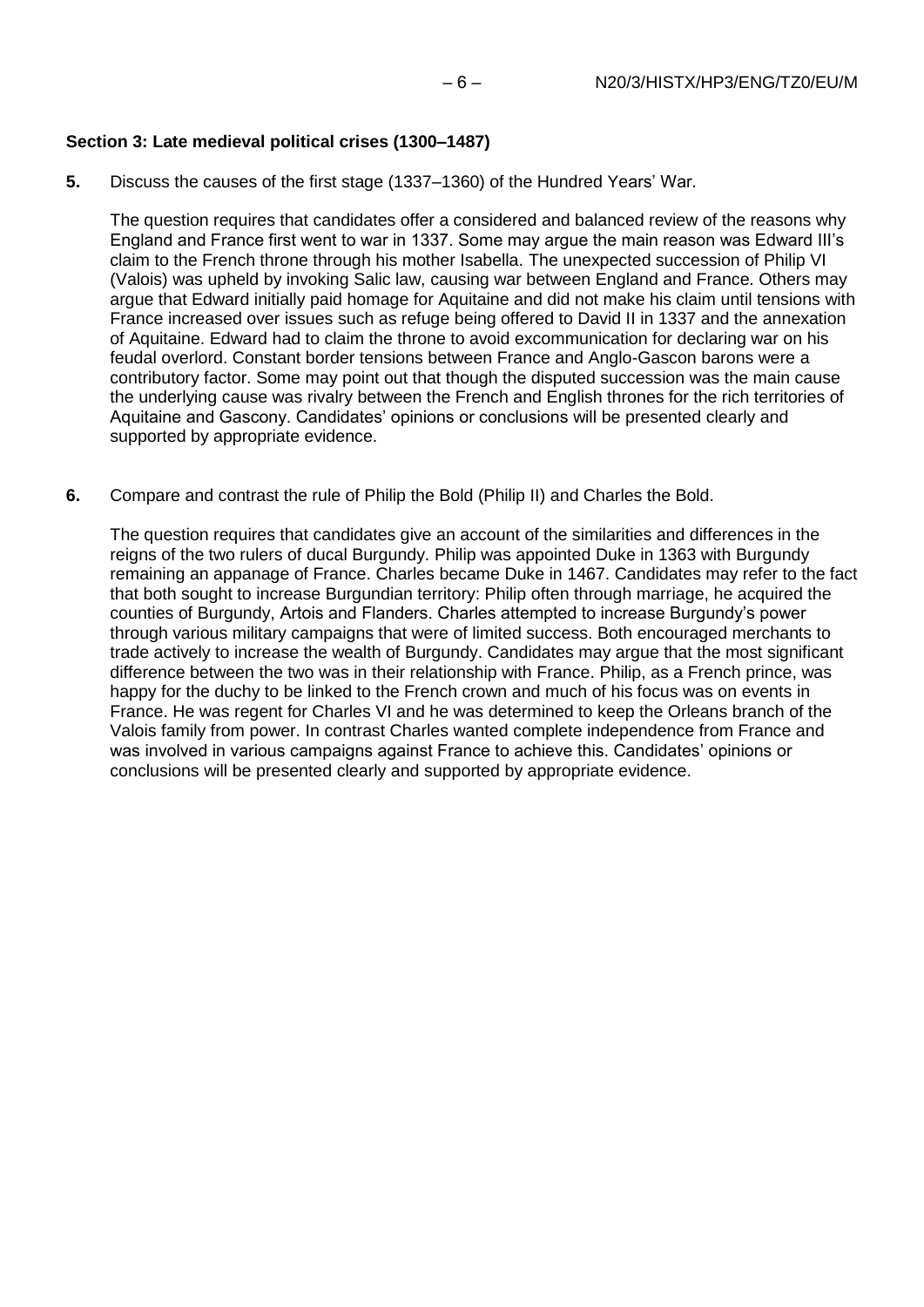**Section 3: Late medieval political crises (1300–1487)**

**5.** Discuss the causes of the first stage (1337–1360) of the Hundred Years' War.

The question requires that candidates offer a considered and balanced review of the reasons why England and France first went to war in 1337. Some may argue the main reason was Edward III's claim to the French throne through his mother Isabella. The unexpected succession of Philip VI (Valois) was upheld by invoking Salic law, causing war between England and France. Others may argue that Edward initially paid homage for Aquitaine and did not make his claim until tensions with France increased over issues such as refuge being offered to David II in 1337 and the annexation of Aquitaine. Edward had to claim the throne to avoid excommunication for declaring war on his feudal overlord. Constant border tensions between France and Anglo-Gascon barons were a contributory factor. Some may point out that though the disputed succession was the main cause the underlying cause was rivalry between the French and English thrones for the rich territories of Aquitaine and Gascony. Candidates' opinions or conclusions will be presented clearly and supported by appropriate evidence.

**6.** Compare and contrast the rule of Philip the Bold (Philip II) and Charles the Bold.

The question requires that candidates give an account of the similarities and differences in the reigns of the two rulers of ducal Burgundy. Philip was appointed Duke in 1363 with Burgundy remaining an appanage of France. Charles became Duke in 1467. Candidates may refer to the fact that both sought to increase Burgundian territory: Philip often through marriage, he acquired the counties of Burgundy, Artois and Flanders. Charles attempted to increase Burgundy's power through various military campaigns that were of limited success. Both encouraged merchants to trade actively to increase the wealth of Burgundy. Candidates may argue that the most significant difference between the two was in their relationship with France. Philip, as a French prince, was happy for the duchy to be linked to the French crown and much of his focus was on events in France. He was regent for Charles VI and he was determined to keep the Orleans branch of the Valois family from power. In contrast Charles wanted complete independence from France and was involved in various campaigns against France to achieve this. Candidates' opinions or conclusions will be presented clearly and supported by appropriate evidence.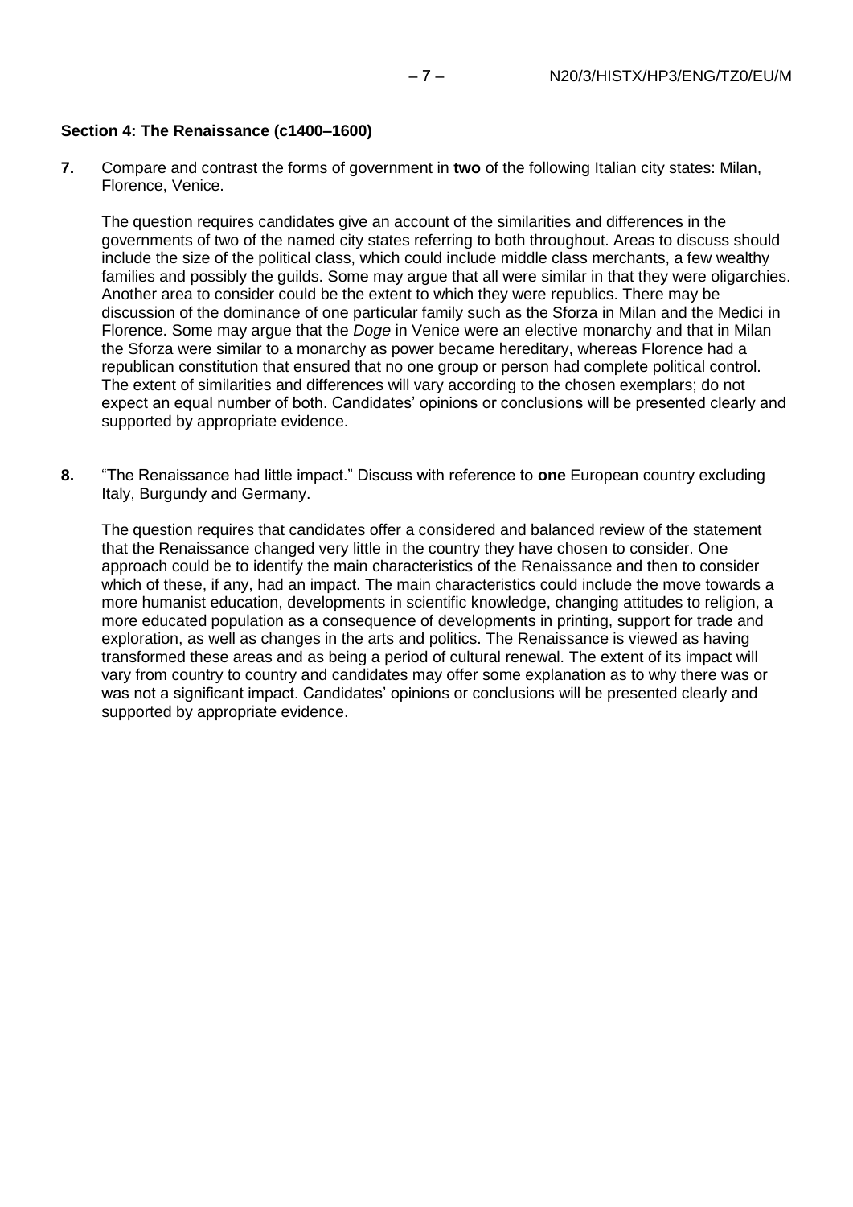**Section 4: The Renaissance (c1400–1600)**

**7.** Compare and contrast the forms of government in **two** of the following Italian city states: Milan, Florence, Venice.

The question requires candidates give an account of the similarities and differences in the governments of two of the named city states referring to both throughout. Areas to discuss should include the size of the political class, which could include middle class merchants, a few wealthy families and possibly the guilds. Some may argue that all were similar in that they were oligarchies. Another area to consider could be the extent to which they were republics. There may be discussion of the dominance of one particular family such as the Sforza in Milan and the Medici in Florence. Some may argue that the *Doge* in Venice were an elective monarchy and that in Milan the Sforza were similar to a monarchy as power became hereditary, whereas Florence had a republican constitution that ensured that no one group or person had complete political control. The extent of similarities and differences will vary according to the chosen exemplars; do not expect an equal number of both. Candidates' opinions or conclusions will be presented clearly and supported by appropriate evidence.

**8.** "The Renaissance had little impact." Discuss with reference to **one** European country excluding Italy, Burgundy and Germany.

The question requires that candidates offer a considered and balanced review of the statement that the Renaissance changed very little in the country they have chosen to consider. One approach could be to identify the main characteristics of the Renaissance and then to consider which of these, if any, had an impact. The main characteristics could include the move towards a more humanist education, developments in scientific knowledge, changing attitudes to religion, a more educated population as a consequence of developments in printing, support for trade and exploration, as well as changes in the arts and politics. The Renaissance is viewed as having transformed these areas and as being a period of cultural renewal. The extent of its impact will vary from country to country and candidates may offer some explanation as to why there was or was not a significant impact. Candidates' opinions or conclusions will be presented clearly and supported by appropriate evidence.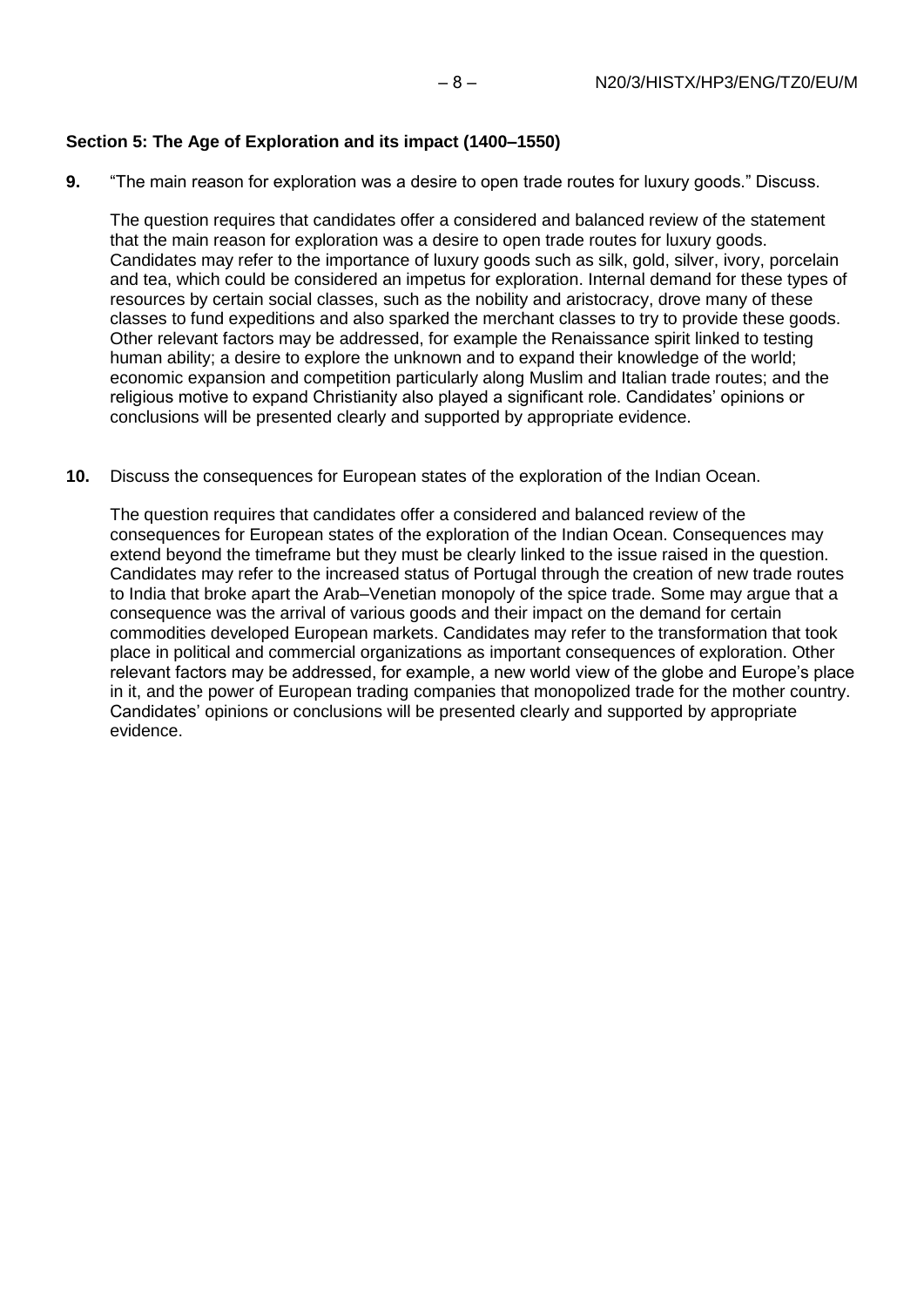**Section 5: The Age of Exploration and its impact (1400–1550)**

**9.** “The main reason for exploration was a desire to open trade routes for luxury goods.” Discuss.

The question requires that candidates offer a considered and balanced review of the statement that the main reason for exploration was a desire to open trade routes for luxury goods. Candidates may refer to the importance of luxury goods such as silk, gold, silver, ivory, porcelain and tea, which could be considered an impetus for exploration. Internal demand for these types of resources by certain social classes, such as the nobility and aristocracy, drove many of these classes to fund expeditions and also sparked the merchant classes to try to provide these goods. Other relevant factors may be addressed, for example the Renaissance spirit linked to testing human ability; a desire to explore the unknown and to expand their knowledge of the world; economic expansion and competition particularly along Muslim and Italian trade routes; and the religious motive to expand Christianity also played a significant role. Candidates’ opinions or conclusions will be presented clearly and supported by appropriate evidence.

**10.** Discuss the consequences for European states of the exploration of the Indian Ocean.

The question requires that candidates offer a considered and balanced review of the consequences for European states of the exploration of the Indian Ocean. Consequences may extend beyond the timeframe but they must be clearly linked to the issue raised in the question. Candidates may refer to the increased status of Portugal through the creation of new trade routes to India that broke apart the Arab–Venetian monopoly of the spice trade. Some may argue that a consequence was the arrival of various goods and their impact on the demand for certain commodities developed European markets. Candidates may refer to the transformation that took place in political and commercial organizations as important consequences of exploration. Other relevant factors may be addressed, for example, a new world view of the globe and Europe’s place in it, and the power of European trading companies that monopolized trade for the mother country. Candidates’ opinions or conclusions will be presented clearly and supported by appropriate evidence.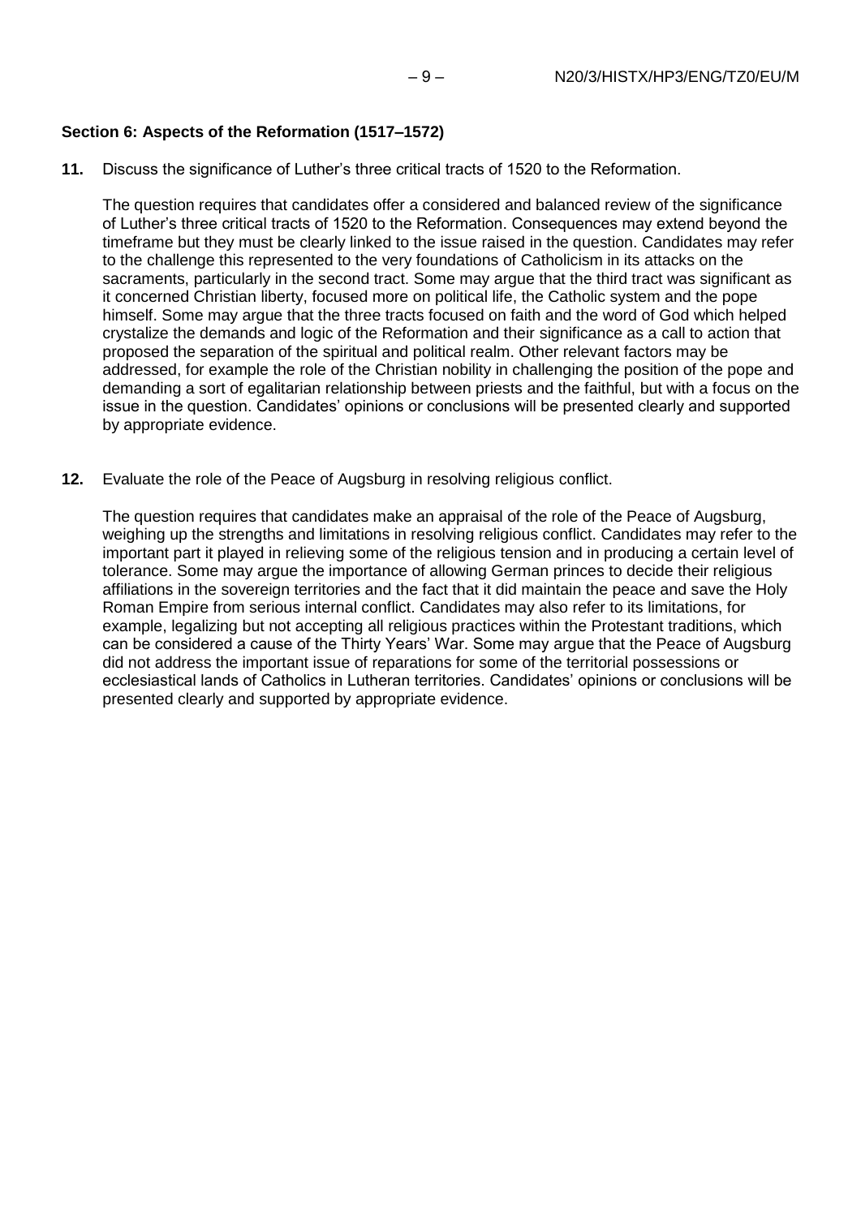### Section 6: Aspects of the Reformation (1517–1572)

**11.** Discuss the significance of Luther's three critical tracts of 1520 to the Reformation.

The question requires that candidates offer a considered and balanced review of the significance of Luther's three critical tracts of 1520 to the Reformation. Consequences may extend beyond the timeframe but they must be clearly linked to the issue raised in the question. Candidates may refer to the challenge this represented to the very foundations of Catholicism in its attacks on the sacraments, particularly in the second tract. Some may argue that the third tract was significant as it concerned Christian liberty, focused more on political life, the Catholic system and the pope himself. Some may argue that the three tracts focused on faith and the word of God which helped crystalize the demands and logic of the Reformation and their significance as a call to action that proposed the separation of the spiritual and political realm. Other relevant factors may be addressed, for example the role of the Christian nobility in challenging the position of the pope and demanding a sort of egalitarian relationship between priests and the faithful, but with a focus on the issue in the question. Candidates' opinions or conclusions will be presented clearly and supported by appropriate evidence.

**12.** Evaluate the role of the Peace of Augsburg in resolving religious conflict.

The question requires that candidates make an appraisal of the role of the Peace of Augsburg, weighing up the strengths and limitations in resolving religious conflict. Candidates may refer to the important part it played in relieving some of the religious tension and in producing a certain level of tolerance. Some may argue the importance of allowing German princes to decide their religious affiliations in the sovereign territories and the fact that it did maintain the peace and save the Holy Roman Empire from serious internal conflict. Candidates may also refer to its limitations, for example, legalizing but not accepting all religious practices within the Protestant traditions, which can be considered a cause of the Thirty Years' War. Some may argue that the Peace of Augsburg did not address the important issue of reparations for some of the territorial possessions or ecclesiastical lands of Catholics in Lutheran territories. Candidates' opinions or conclusions will be presented clearly and supported by appropriate evidence.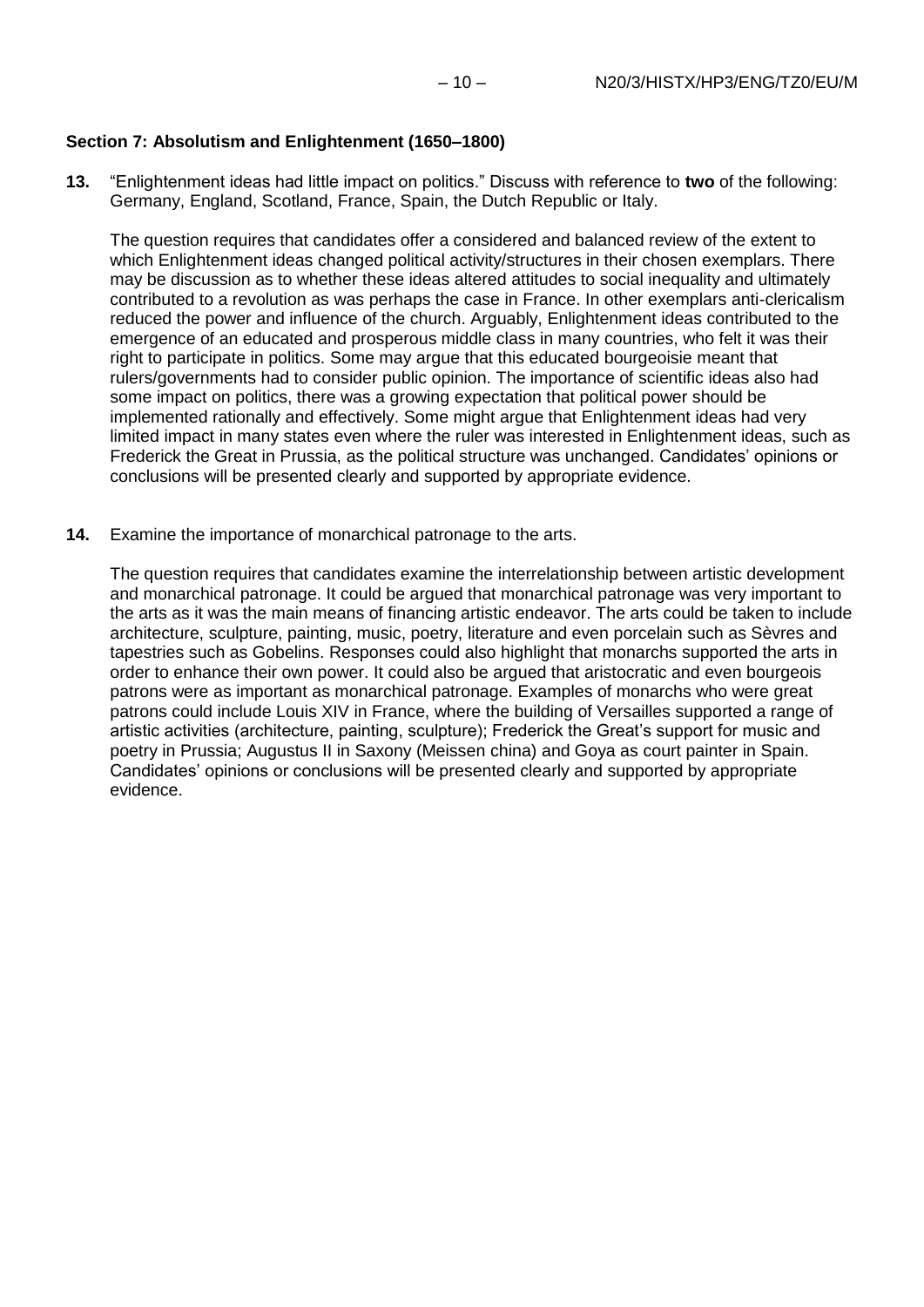## Section 7: Absolutism and Enlightenment (1650–1800)

**13.** "Enlightenment ideas had little impact on politics." Discuss with reference to **two** of the following: Germany, England, Scotland, France, Spain, the Dutch Republic or Italy.

The question requires that candidates offer a considered and balanced review of the extent to which Enlightenment ideas changed political activity/structures in their chosen exemplars. There may be discussion as to whether these ideas altered attitudes to social inequality and ultimately contributed to a revolution as was perhaps the case in France. In other exemplars anti-clericalism reduced the power and influence of the church. Arguably, Enlightenment ideas contributed to the emergence of an educated and prosperous middle class in many countries, who felt it was their right to participate in politics. Some may argue that this educated bourgeoisie meant that rulers/governments had to consider public opinion. The importance of scientific ideas also had some impact on politics, there was a growing expectation that political power should be implemented rationally and effectively. Some might argue that Enlightenment ideas had very limited impact in many states even where the ruler was interested in Enlightenment ideas, such as Frederick the Great in Prussia, as the political structure was unchanged. Candidates' opinions or conclusions will be presented clearly and supported by appropriate evidence.

**14.** Examine the importance of monarchical patronage to the arts.

The question requires that candidates examine the interrelationship between artistic development and monarchical patronage. It could be argued that monarchical patronage was very important to the arts as it was the main means of financing artistic endeavor. The arts could be taken to include architecture, sculpture, painting, music, poetry, literature and even porcelain such as Sèvres and tapestries such as Gobelins. Responses could also highlight that monarchs supported the arts in order to enhance their own power. It could also be argued that aristocratic and even bourgeois patrons were as important as monarchical patronage. Examples of monarchs who were great patrons could include Louis XIV in France, where the building of Versailles supported a range of artistic activities (architecture, painting, sculpture); Frederick the Great's support for music and poetry in Prussia; Augustus II in Saxony (Meissen china) and Goya as court painter in Spain. Candidates' opinions or conclusions will be presented clearly and supported by appropriate evidence.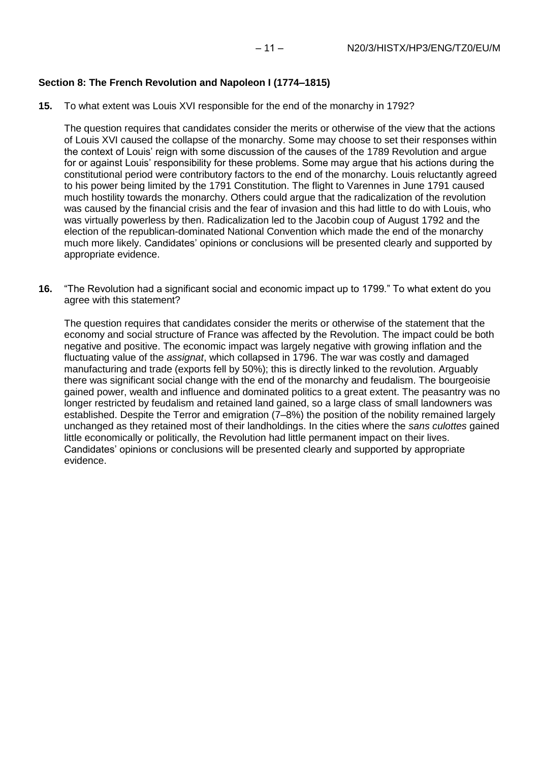## Section 8: The French Revolution and Napoleon I (1774–1815)

**15.** To what extent was Louis XVI responsible for the end of the monarchy in 1792?

The question requires that candidates consider the merits or otherwise of the view that the actions of Louis XVI caused the collapse of the monarchy. Some may choose to set their responses within the context of Louis' reign with some discussion of the causes of the 1789 Revolution and argue for or against Louis' responsibility for these problems. Some may argue that his actions during the constitutional period were contributory factors to the end of the monarchy. Louis reluctantly agreed to his power being limited by the 1791 Constitution. The flight to Varennes in June 1791 caused much hostility towards the monarchy. Others could argue that the radicalization of the revolution was caused by the financial crisis and the fear of invasion and this had little to do with Louis, who was virtually powerless by then. Radicalization led to the Jacobin coup of August 1792 and the election of the republican-dominated National Convention which made the end of the monarchy much more likely. Candidates' opinions or conclusions will be presented clearly and supported by appropriate evidence.

**16.** "The Revolution had a significant social and economic impact up to 1799." To what extent do you agree with this statement?

The question requires that candidates consider the merits or otherwise of the statement that the economy and social structure of France was affected by the Revolution. The impact could be both negative and positive. The economic impact was largely negative with growing inflation and the fluctuating value of the *assignat*, which collapsed in 1796. The war was costly and damaged manufacturing and trade (exports fell by 50%); this is directly linked to the revolution. Arguably there was significant social change with the end of the monarchy and feudalism. The bourgeoisie gained power, wealth and influence and dominated politics to a great extent. The peasantry was no longer restricted by feudalism and retained land gained, so a large class of small landowners was established. Despite the Terror and emigration (7–8%) the position of the nobility remained largely unchanged as they retained most of their landholdings. In the cities where the *sans culottes* gained little economically or politically, the Revolution had little permanent impact on their lives. Candidates' opinions or conclusions will be presented clearly and supported by appropriate evidence.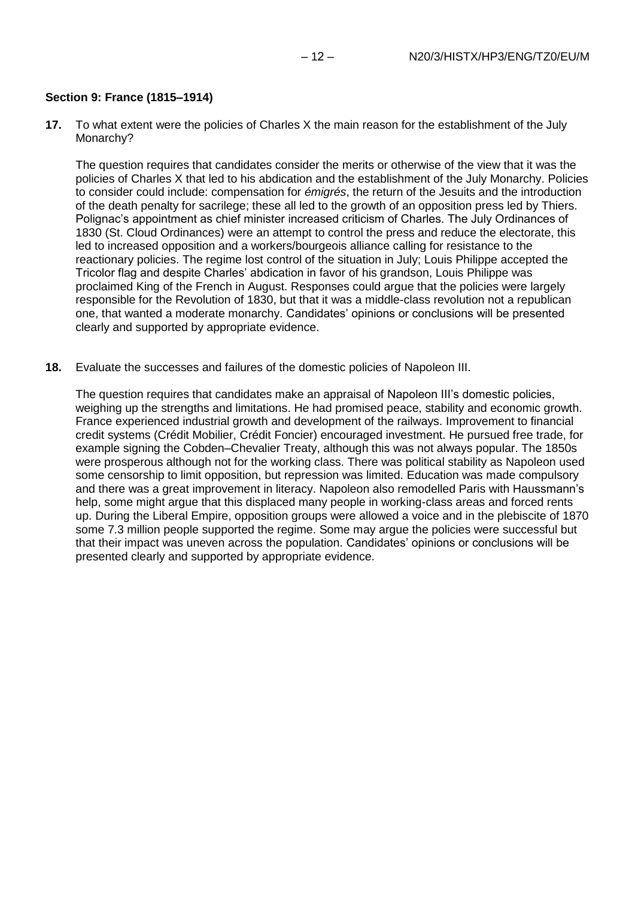**Section 9: France (1815–1914)**

**17.** To what extent were the policies of Charles X the main reason for the establishment of the July Monarchy?

The question requires that candidates consider the merits or otherwise of the view that it was the policies of Charles X that led to his abdication and the establishment of the July Monarchy. Policies to consider could include: compensation for *émigrés*, the return of the Jesuits and the introduction of the death penalty for sacrilege; these all led to the growth of an opposition press led by Thiers. Polignac's appointment as chief minister increased criticism of Charles. The July Ordinances of 1830 (St. Cloud Ordinances) were an attempt to control the press and reduce the electorate, this led to increased opposition and a workers/bourgeois alliance calling for resistance to the reactionary policies. The regime lost control of the situation in July; Louis Philippe accepted the Tricolor flag and despite Charles' abdication in favor of his grandson, Louis Philippe was proclaimed King of the French in August. Responses could argue that the policies were largely responsible for the Revolution of 1830, but that it was a middle-class revolution not a republican one, that wanted a moderate monarchy. Candidates' opinions or conclusions will be presented clearly and supported by appropriate evidence.

**18.** Evaluate the successes and failures of the domestic policies of Napoleon III.

The question requires that candidates make an appraisal of Napoleon III's domestic policies, weighing up the strengths and limitations. He had promised peace, stability and economic growth. France experienced industrial growth and development of the railways. Improvement to financial credit systems (Crédit Mobilier, Crédit Foncier) encouraged investment. He pursued free trade, for example signing the Cobden–Chevalier Treaty, although this was not always popular. The 1850s were prosperous although not for the working class. There was political stability as Napoleon used some censorship to limit opposition, but repression was limited. Education was made compulsory and there was a great improvement in literacy. Napoleon also remodelled Paris with Haussmann's help, some might argue that this displaced many people in working-class areas and forced rents up. During the Liberal Empire, opposition groups were allowed a voice and in the plebiscite of 1870 some 7.3 million people supported the regime. Some may argue the policies were successful but that their impact was uneven across the population. Candidates' opinions or conclusions will be presented clearly and supported by appropriate evidence.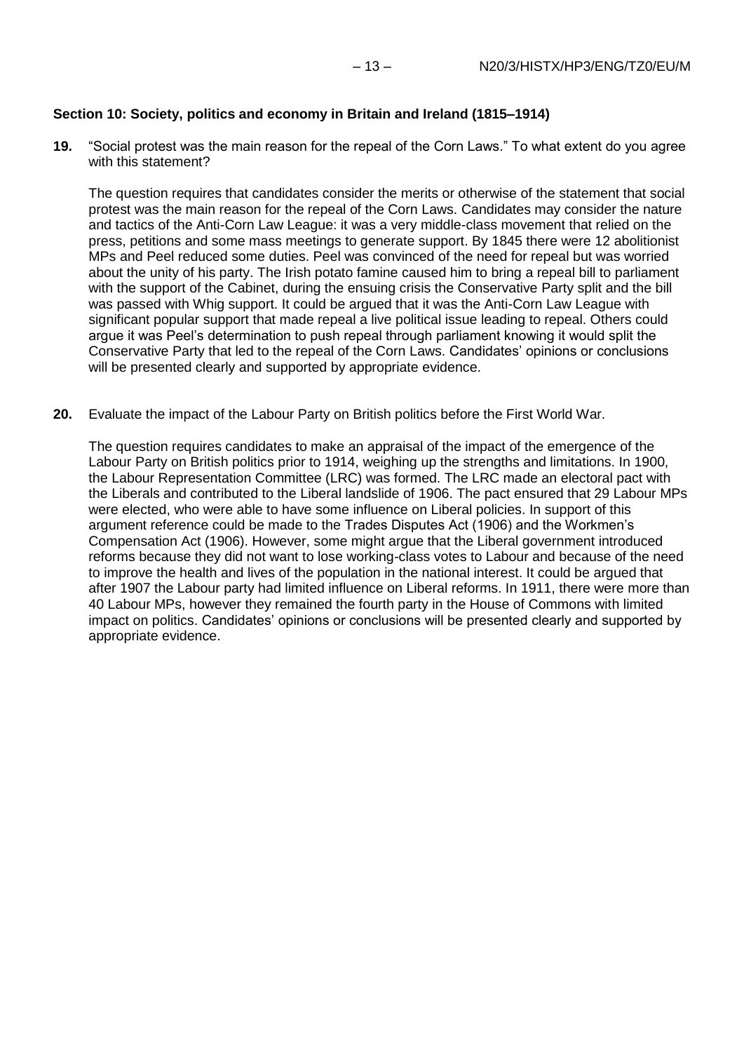**Section 10: Society, politics and economy in Britain and Ireland (1815–1914)**

**19.** "Social protest was the main reason for the repeal of the Corn Laws." To what extent do you agree with this statement?

The question requires that candidates consider the merits or otherwise of the statement that social protest was the main reason for the repeal of the Corn Laws. Candidates may consider the nature and tactics of the Anti-Corn Law League: it was a very middle-class movement that relied on the press, petitions and some mass meetings to generate support. By 1845 there were 12 abolitionist MPs and Peel reduced some duties. Peel was convinced of the need for repeal but was worried about the unity of his party. The Irish potato famine caused him to bring a repeal bill to parliament with the support of the Cabinet, during the ensuing crisis the Conservative Party split and the bill was passed with Whig support. It could be argued that it was the Anti-Corn Law League with significant popular support that made repeal a live political issue leading to repeal. Others could argue it was Peel's determination to push repeal through parliament knowing it would split the Conservative Party that led to the repeal of the Corn Laws. Candidates' opinions or conclusions will be presented clearly and supported by appropriate evidence.

**20.** Evaluate the impact of the Labour Party on British politics before the First World War.

The question requires candidates to make an appraisal of the impact of the emergence of the Labour Party on British politics prior to 1914, weighing up the strengths and limitations. In 1900, the Labour Representation Committee (LRC) was formed. The LRC made an electoral pact with the Liberals and contributed to the Liberal landslide of 1906. The pact ensured that 29 Labour MPs were elected, who were able to have some influence on Liberal policies. In support of this argument reference could be made to the Trades Disputes Act (1906) and the Workmen's Compensation Act (1906). However, some might argue that the Liberal government introduced reforms because they did not want to lose working-class votes to Labour and because of the need to improve the health and lives of the population in the national interest. It could be argued that after 1907 the Labour party had limited influence on Liberal reforms. In 1911, there were more than 40 Labour MPs, however they remained the fourth party in the House of Commons with limited impact on politics. Candidates' opinions or conclusions will be presented clearly and supported by appropriate evidence.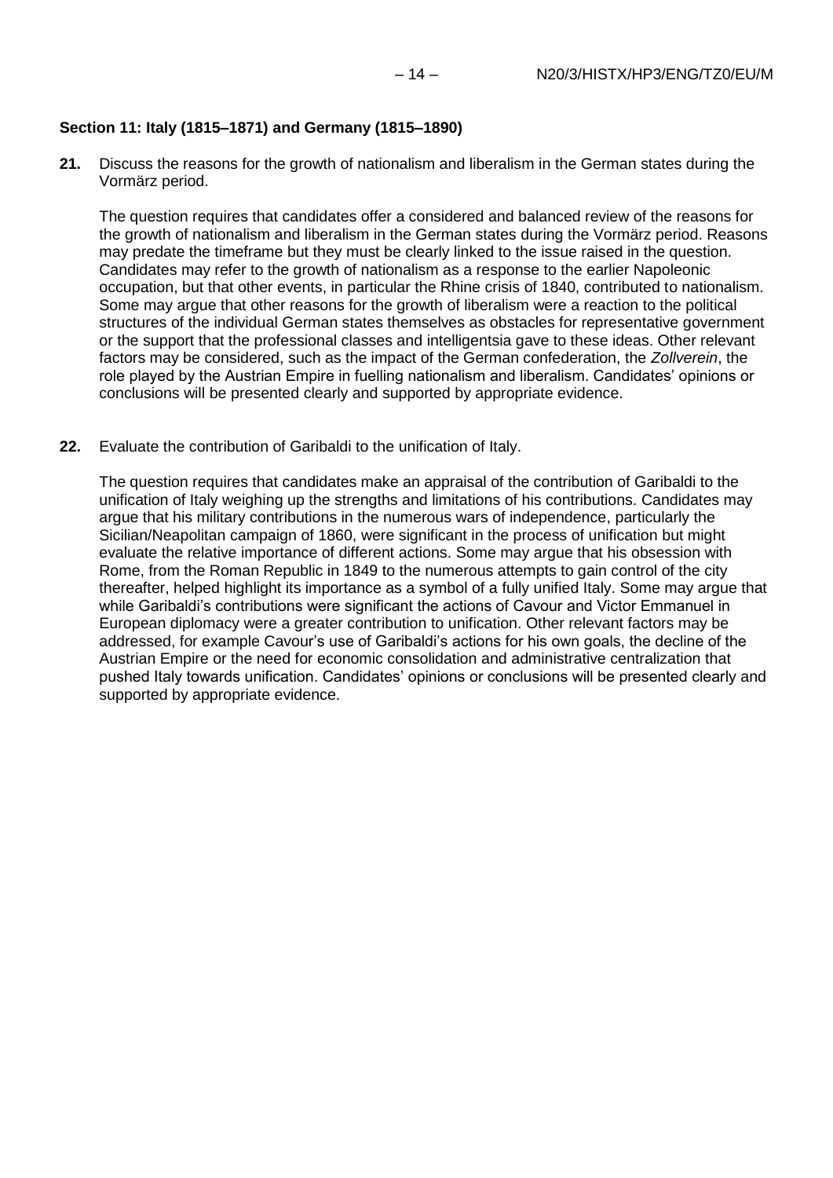### Section 11: Italy (1815–1871) and Germany (1815–1890)

**21.** Discuss the reasons for the growth of nationalism and liberalism in the German states during the Vormärz period.

The question requires that candidates offer a considered and balanced review of the reasons for the growth of nationalism and liberalism in the German states during the Vormärz period. Reasons may predate the timeframe but they must be clearly linked to the issue raised in the question. Candidates may refer to the growth of nationalism as a response to the earlier Napoleonic occupation, but that other events, in particular the Rhine crisis of 1840, contributed to nationalism. Some may argue that other reasons for the growth of liberalism were a reaction to the political structures of the individual German states themselves as obstacles for representative government or the support that the professional classes and intelligentsia gave to these ideas. Other relevant factors may be considered, such as the impact of the German confederation, the *Zollverein*, the role played by the Austrian Empire in fuelling nationalism and liberalism. Candidates' opinions or conclusions will be presented clearly and supported by appropriate evidence.

**22.** Evaluate the contribution of Garibaldi to the unification of Italy.

The question requires that candidates make an appraisal of the contribution of Garibaldi to the unification of Italy weighing up the strengths and limitations of his contributions. Candidates may argue that his military contributions in the numerous wars of independence, particularly the Sicilian/Neapolitan campaign of 1860, were significant in the process of unification but might evaluate the relative importance of different actions. Some may argue that his obsession with Rome, from the Roman Republic in 1849 to the numerous attempts to gain control of the city thereafter, helped highlight its importance as a symbol of a fully unified Italy. Some may argue that while Garibaldi's contributions were significant the actions of Cavour and Victor Emmanuel in European diplomacy were a greater contribution to unification. Other relevant factors may be addressed, for example Cavour's use of Garibaldi's actions for his own goals, the decline of the Austrian Empire or the need for economic consolidation and administrative centralization that pushed Italy towards unification. Candidates' opinions or conclusions will be presented clearly and supported by appropriate evidence.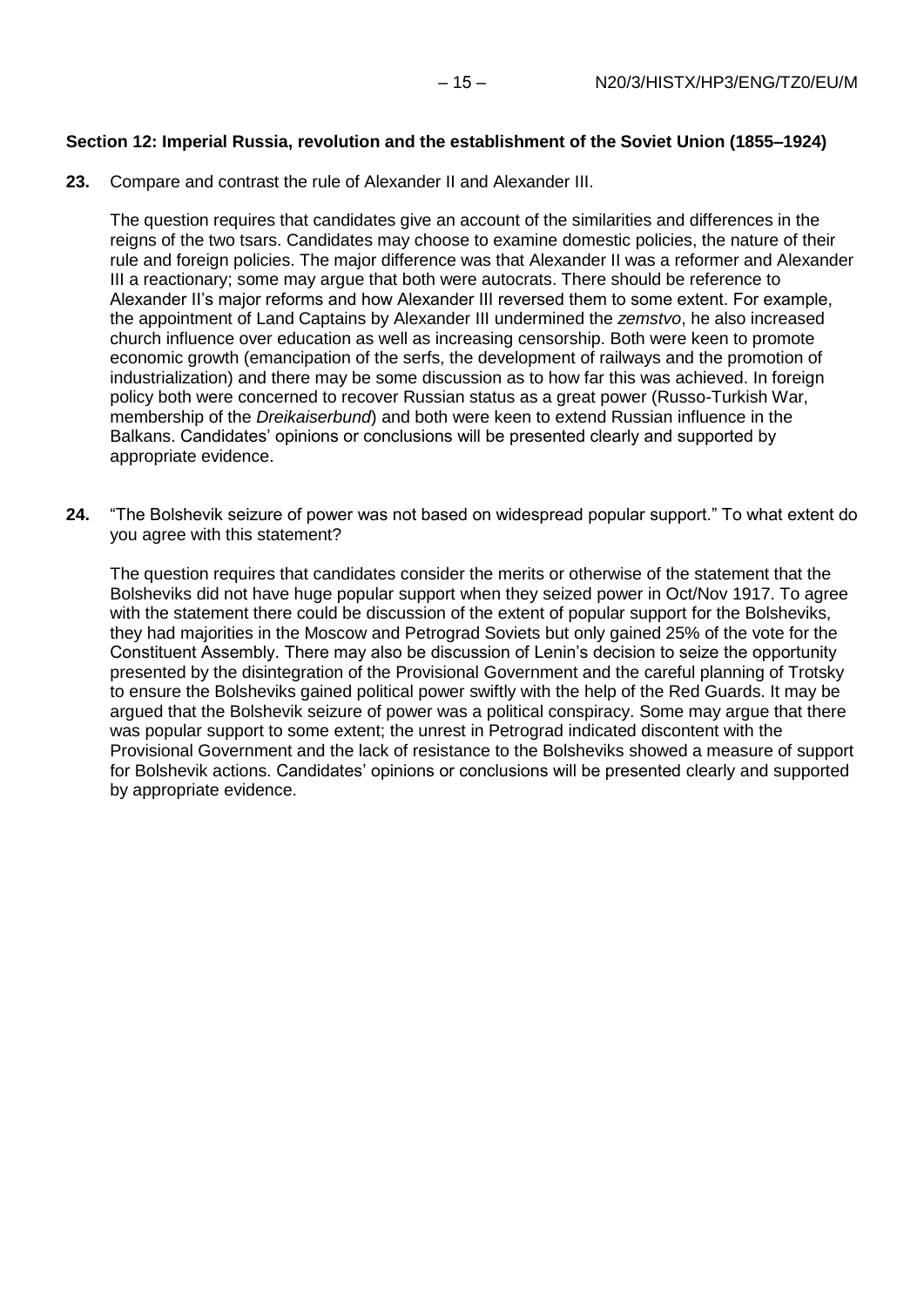**Section 12: Imperial Russia, revolution and the establishment of the Soviet Union (1855–1924)**

**23.** Compare and contrast the rule of Alexander II and Alexander III.

The question requires that candidates give an account of the similarities and differences in the reigns of the two tsars. Candidates may choose to examine domestic policies, the nature of their rule and foreign policies. The major difference was that Alexander II was a reformer and Alexander III a reactionary; some may argue that both were autocrats. There should be reference to Alexander II's major reforms and how Alexander III reversed them to some extent. For example, the appointment of Land Captains by Alexander III undermined the *zemstvo*, he also increased church influence over education as well as increasing censorship. Both were keen to promote economic growth (emancipation of the serfs, the development of railways and the promotion of industrialization) and there may be some discussion as to how far this was achieved. In foreign policy both were concerned to recover Russian status as a great power (Russo-Turkish War, membership of the *Dreikaiserbund*) and both were keen to extend Russian influence in the Balkans. Candidates' opinions or conclusions will be presented clearly and supported by appropriate evidence.

**24.** "The Bolshevik seizure of power was not based on widespread popular support." To what extent do you agree with this statement?

The question requires that candidates consider the merits or otherwise of the statement that the Bolsheviks did not have huge popular support when they seized power in Oct/Nov 1917. To agree with the statement there could be discussion of the extent of popular support for the Bolsheviks, they had majorities in the Moscow and Petrograd Soviets but only gained 25% of the vote for the Constituent Assembly. There may also be discussion of Lenin's decision to seize the opportunity presented by the disintegration of the Provisional Government and the careful planning of Trotsky to ensure the Bolsheviks gained political power swiftly with the help of the Red Guards. It may be argued that the Bolshevik seizure of power was a political conspiracy. Some may argue that there was popular support to some extent; the unrest in Petrograd indicated discontent with the Provisional Government and the lack of resistance to the Bolsheviks showed a measure of support for Bolshevik actions. Candidates' opinions or conclusions will be presented clearly and supported by appropriate evidence.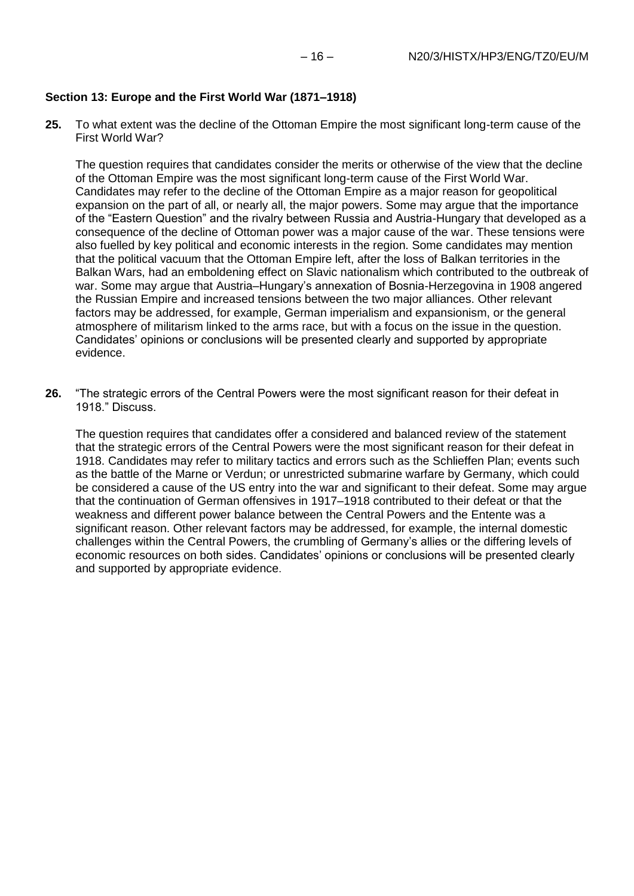## Section 13: Europe and the First World War (1871–1918)

**25.** To what extent was the decline of the Ottoman Empire the most significant long-term cause of the First World War?

The question requires that candidates consider the merits or otherwise of the view that the decline of the Ottoman Empire was the most significant long-term cause of the First World War. Candidates may refer to the decline of the Ottoman Empire as a major reason for geopolitical expansion on the part of all, or nearly all, the major powers. Some may argue that the importance of the "Eastern Question" and the rivalry between Russia and Austria-Hungary that developed as a consequence of the decline of Ottoman power was a major cause of the war. These tensions were also fuelled by key political and economic interests in the region. Some candidates may mention that the political vacuum that the Ottoman Empire left, after the loss of Balkan territories in the Balkan Wars, had an emboldening effect on Slavic nationalism which contributed to the outbreak of war. Some may argue that Austria–Hungary's annexation of Bosnia-Herzegovina in 1908 angered the Russian Empire and increased tensions between the two major alliances. Other relevant factors may be addressed, for example, German imperialism and expansionism, or the general atmosphere of militarism linked to the arms race, but with a focus on the issue in the question. Candidates' opinions or conclusions will be presented clearly and supported by appropriate evidence.

**26.** "The strategic errors of the Central Powers were the most significant reason for their defeat in 1918." Discuss.

The question requires that candidates offer a considered and balanced review of the statement that the strategic errors of the Central Powers were the most significant reason for their defeat in 1918. Candidates may refer to military tactics and errors such as the Schlieffen Plan; events such as the battle of the Marne or Verdun; or unrestricted submarine warfare by Germany, which could be considered a cause of the US entry into the war and significant to their defeat. Some may argue that the continuation of German offensives in 1917–1918 contributed to their defeat or that the weakness and different power balance between the Central Powers and the Entente was a significant reason. Other relevant factors may be addressed, for example, the internal domestic challenges within the Central Powers, the crumbling of Germany's allies or the differing levels of economic resources on both sides. Candidates' opinions or conclusions will be presented clearly and supported by appropriate evidence.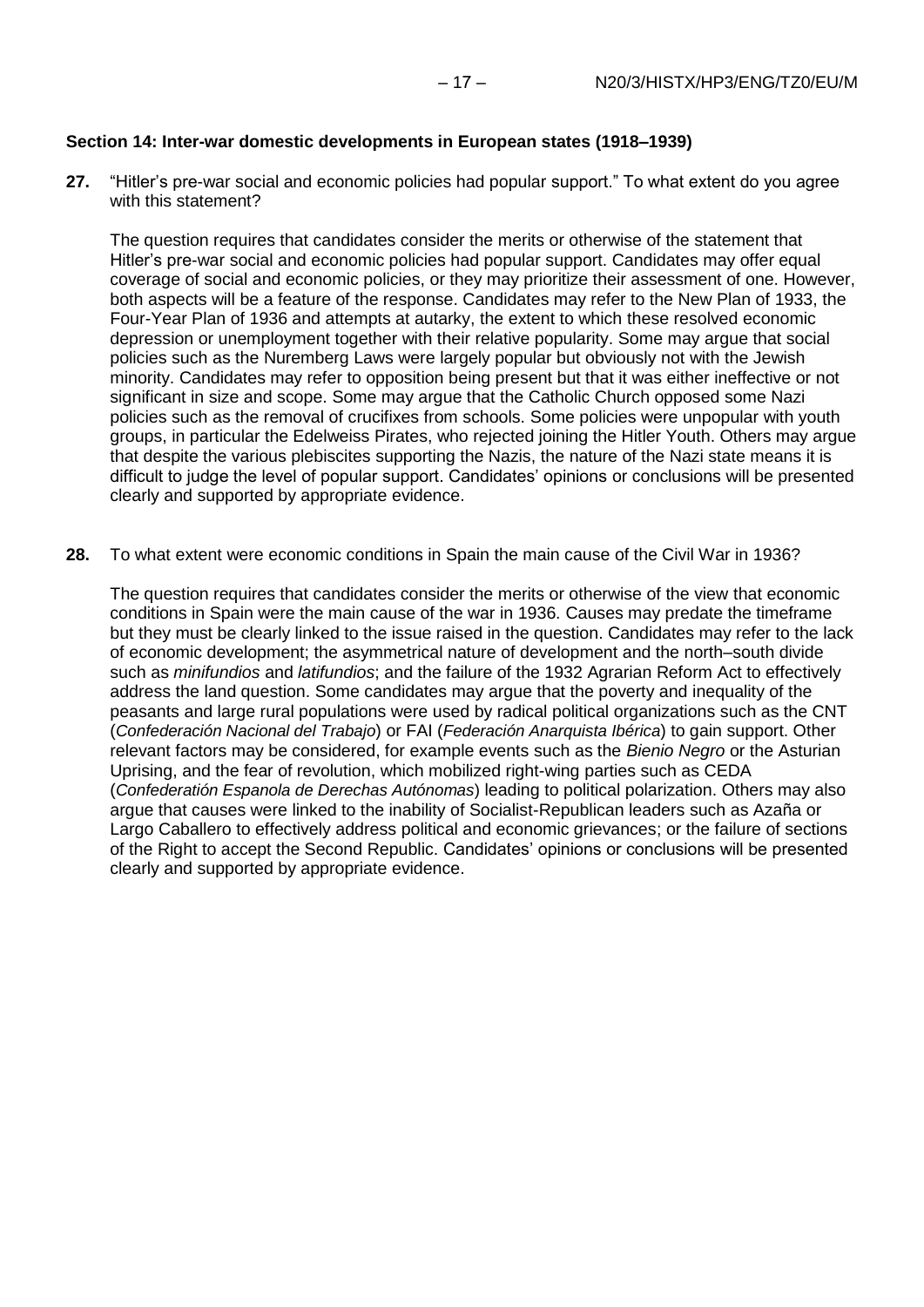**Section 14: Inter-war domestic developments in European states (1918–1939)**

**27.** “Hitler’s pre-war social and economic policies had popular support.” To what extent do you agree with this statement?

The question requires that candidates consider the merits or otherwise of the statement that Hitler’s pre-war social and economic policies had popular support. Candidates may offer equal coverage of social and economic policies, or they may prioritize their assessment of one. However, both aspects will be a feature of the response. Candidates may refer to the New Plan of 1933, the Four-Year Plan of 1936 and attempts at autarky, the extent to which these resolved economic depression or unemployment together with their relative popularity. Some may argue that social policies such as the Nuremberg Laws were largely popular but obviously not with the Jewish minority. Candidates may refer to opposition being present but that it was either ineffective or not significant in size and scope. Some may argue that the Catholic Church opposed some Nazi policies such as the removal of crucifixes from schools. Some policies were unpopular with youth groups, in particular the Edelweiss Pirates, who rejected joining the Hitler Youth. Others may argue that despite the various plebiscites supporting the Nazis, the nature of the Nazi state means it is difficult to judge the level of popular support. Candidates’ opinions or conclusions will be presented clearly and supported by appropriate evidence.

**28.** To what extent were economic conditions in Spain the main cause of the Civil War in 1936?

The question requires that candidates consider the merits or otherwise of the view that economic conditions in Spain were the main cause of the war in 1936. Causes may predate the timeframe but they must be clearly linked to the issue raised in the question. Candidates may refer to the lack of economic development; the asymmetrical nature of development and the north–south divide such as *minifundios* and *latifundios*; and the failure of the 1932 Agrarian Reform Act to effectively address the land question. Some candidates may argue that the poverty and inequality of the peasants and large rural populations were used by radical political organizations such as the CNT (*Confederación Nacional del Trabajo*) or FAI (*Federación Anarquista Ibérica*) to gain support. Other relevant factors may be considered, for example events such as the *Bienio Negro* or the Asturian Uprising, and the fear of revolution, which mobilized right-wing parties such as CEDA (*Confederatión Espanola de Derechas Autónomas*) leading to political polarization. Others may also argue that causes were linked to the inability of Socialist-Republican leaders such as Azaña or Largo Caballero to effectively address political and economic grievances; or the failure of sections of the Right to accept the Second Republic. Candidates’ opinions or conclusions will be presented clearly and supported by appropriate evidence.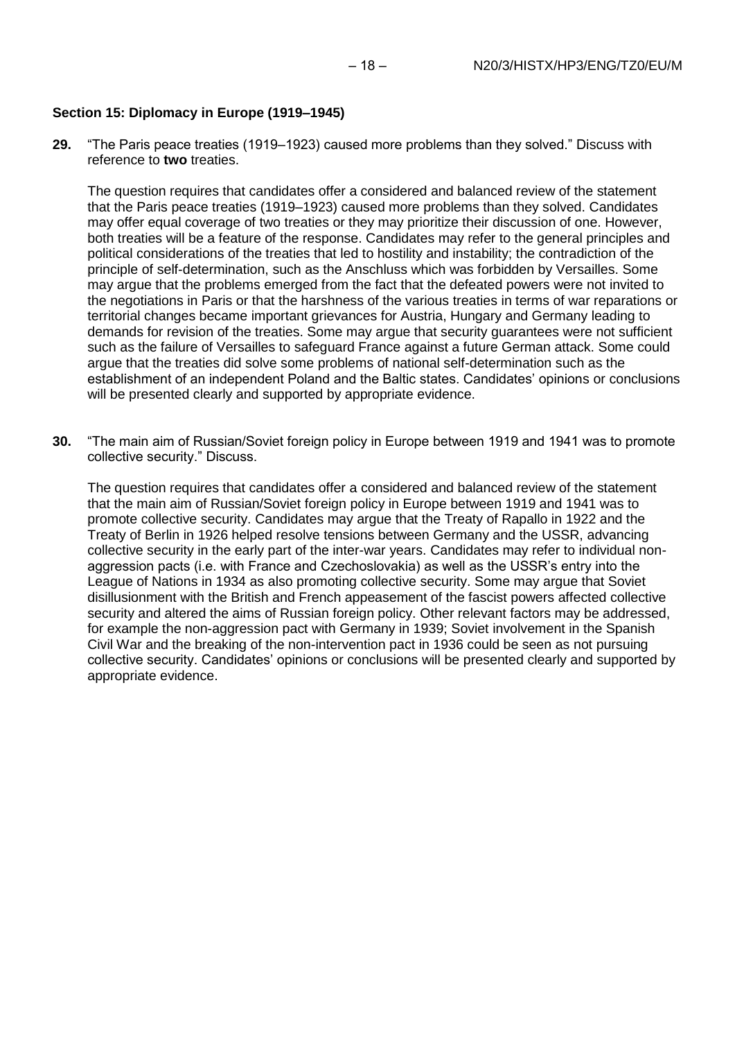### Section 15: Diplomacy in Europe (1919–1945)

**29.** "The Paris peace treaties (1919–1923) caused more problems than they solved." Discuss with reference to **two** treaties.

The question requires that candidates offer a considered and balanced review of the statement that the Paris peace treaties (1919–1923) caused more problems than they solved. Candidates may offer equal coverage of two treaties or they may prioritize their discussion of one. However, both treaties will be a feature of the response. Candidates may refer to the general principles and political considerations of the treaties that led to hostility and instability; the contradiction of the principle of self-determination, such as the Anschluss which was forbidden by Versailles. Some may argue that the problems emerged from the fact that the defeated powers were not invited to the negotiations in Paris or that the harshness of the various treaties in terms of war reparations or territorial changes became important grievances for Austria, Hungary and Germany leading to demands for revision of the treaties. Some may argue that security guarantees were not sufficient such as the failure of Versailles to safeguard France against a future German attack. Some could argue that the treaties did solve some problems of national self-determination such as the establishment of an independent Poland and the Baltic states. Candidates' opinions or conclusions will be presented clearly and supported by appropriate evidence.

**30.** "The main aim of Russian/Soviet foreign policy in Europe between 1919 and 1941 was to promote collective security." Discuss.

The question requires that candidates offer a considered and balanced review of the statement that the main aim of Russian/Soviet foreign policy in Europe between 1919 and 1941 was to promote collective security. Candidates may argue that the Treaty of Rapallo in 1922 and the Treaty of Berlin in 1926 helped resolve tensions between Germany and the USSR, advancing collective security in the early part of the inter-war years. Candidates may refer to individual non-aggression pacts (i.e. with France and Czechoslovakia) as well as the USSR's entry into the League of Nations in 1934 as also promoting collective security. Some may argue that Soviet disillusionment with the British and French appeasement of the fascist powers affected collective security and altered the aims of Russian foreign policy. Other relevant factors may be addressed, for example the non-aggression pact with Germany in 1939; Soviet involvement in the Spanish Civil War and the breaking of the non-intervention pact in 1936 could be seen as not pursuing collective security. Candidates' opinions or conclusions will be presented clearly and supported by appropriate evidence.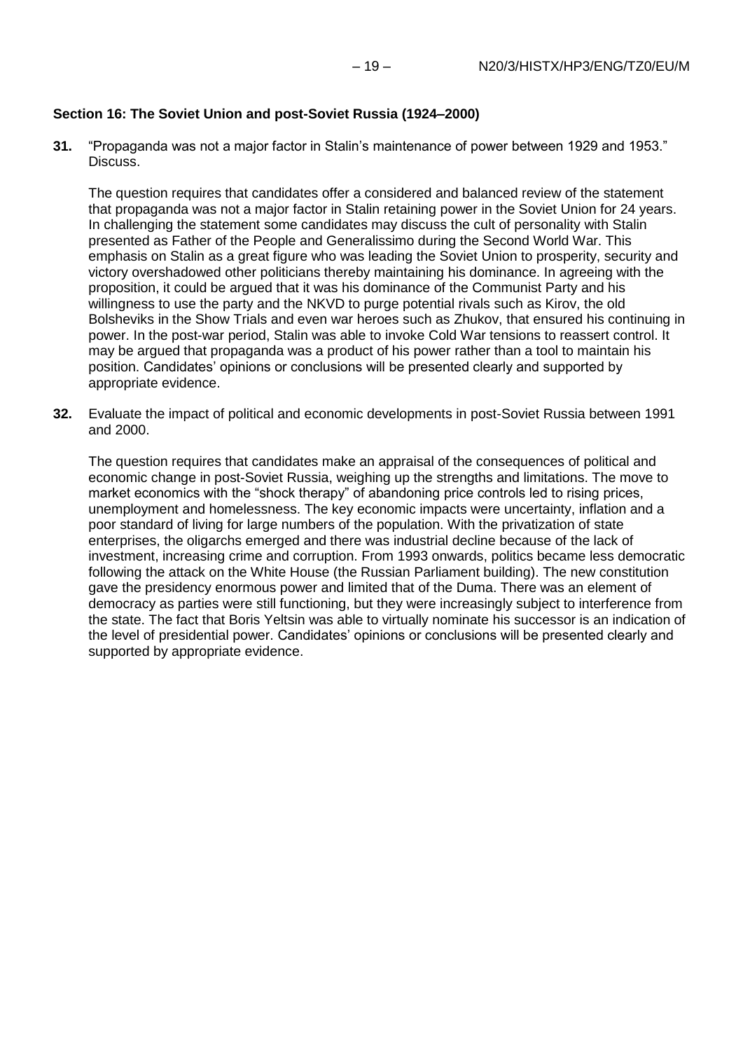**Section 16: The Soviet Union and post-Soviet Russia (1924–2000)**

**31.** "Propaganda was not a major factor in Stalin's maintenance of power between 1929 and 1953." Discuss.

The question requires that candidates offer a considered and balanced review of the statement that propaganda was not a major factor in Stalin retaining power in the Soviet Union for 24 years. In challenging the statement some candidates may discuss the cult of personality with Stalin presented as Father of the People and Generalissimo during the Second World War. This emphasis on Stalin as a great figure who was leading the Soviet Union to prosperity, security and victory overshadowed other politicians thereby maintaining his dominance. In agreeing with the proposition, it could be argued that it was his dominance of the Communist Party and his willingness to use the party and the NKVD to purge potential rivals such as Kirov, the old Bolsheviks in the Show Trials and even war heroes such as Zhukov, that ensured his continuing in power. In the post-war period, Stalin was able to invoke Cold War tensions to reassert control. It may be argued that propaganda was a product of his power rather than a tool to maintain his position. Candidates' opinions or conclusions will be presented clearly and supported by appropriate evidence.

**32.** Evaluate the impact of political and economic developments in post-Soviet Russia between 1991 and 2000.

The question requires that candidates make an appraisal of the consequences of political and economic change in post-Soviet Russia, weighing up the strengths and limitations. The move to market economics with the "shock therapy" of abandoning price controls led to rising prices, unemployment and homelessness. The key economic impacts were uncertainty, inflation and a poor standard of living for large numbers of the population. With the privatization of state enterprises, the oligarchs emerged and there was industrial decline because of the lack of investment, increasing crime and corruption. From 1993 onwards, politics became less democratic following the attack on the White House (the Russian Parliament building). The new constitution gave the presidency enormous power and limited that of the Duma. There was an element of democracy as parties were still functioning, but they were increasingly subject to interference from the state. The fact that Boris Yeltsin was able to virtually nominate his successor is an indication of the level of presidential power. Candidates' opinions or conclusions will be presented clearly and supported by appropriate evidence.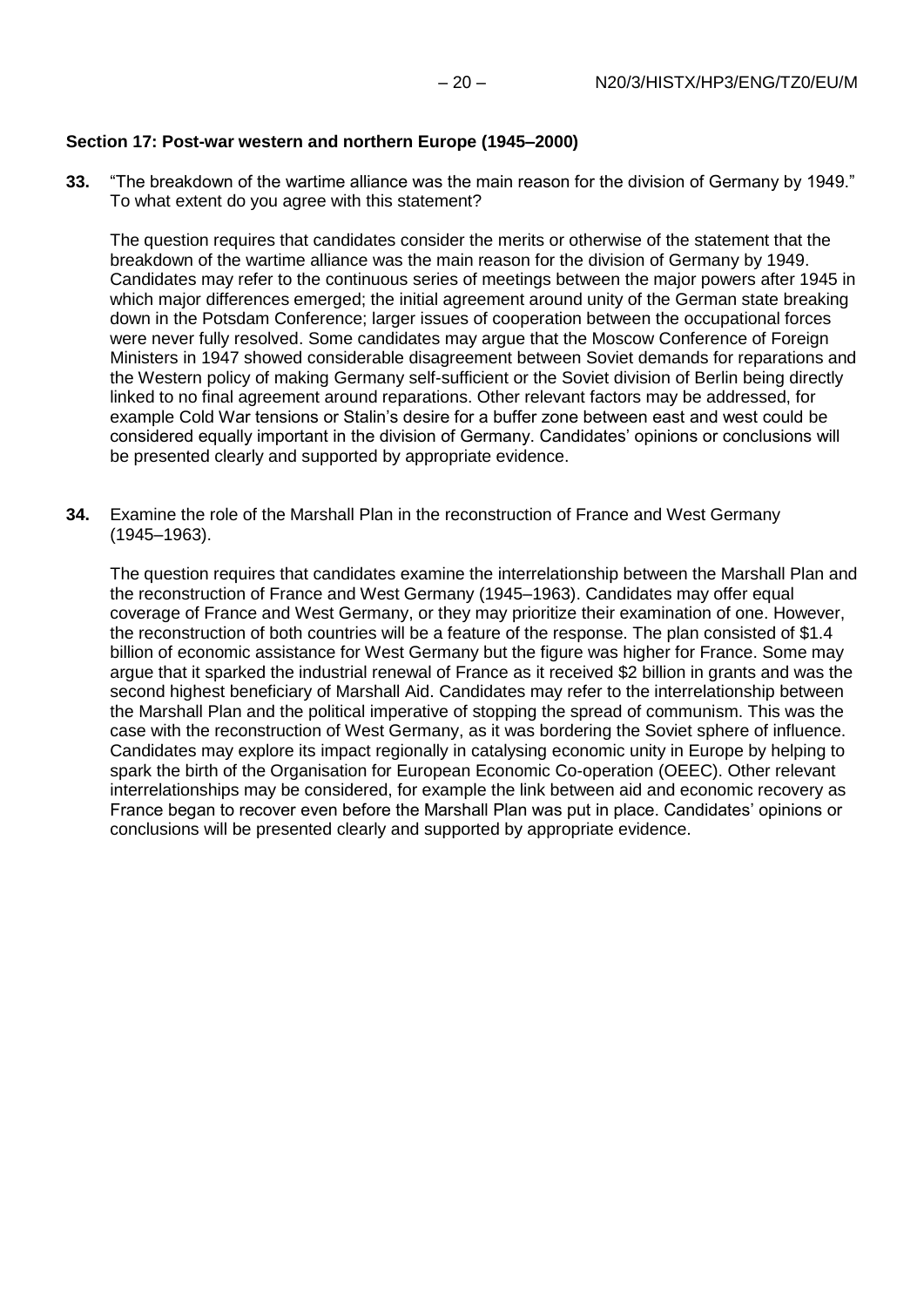### Section 17: Post-war western and northern Europe (1945–2000)

**33.** "The breakdown of the wartime alliance was the main reason for the division of Germany by 1949." To what extent do you agree with this statement?

The question requires that candidates consider the merits or otherwise of the statement that the breakdown of the wartime alliance was the main reason for the division of Germany by 1949. Candidates may refer to the continuous series of meetings between the major powers after 1945 in which major differences emerged; the initial agreement around unity of the German state breaking down in the Potsdam Conference; larger issues of cooperation between the occupational forces were never fully resolved. Some candidates may argue that the Moscow Conference of Foreign Ministers in 1947 showed considerable disagreement between Soviet demands for reparations and the Western policy of making Germany self-sufficient or the Soviet division of Berlin being directly linked to no final agreement around reparations. Other relevant factors may be addressed, for example Cold War tensions or Stalin's desire for a buffer zone between east and west could be considered equally important in the division of Germany. Candidates' opinions or conclusions will be presented clearly and supported by appropriate evidence.

**34.** Examine the role of the Marshall Plan in the reconstruction of France and West Germany (1945–1963).

The question requires that candidates examine the interrelationship between the Marshall Plan and the reconstruction of France and West Germany (1945–1963). Candidates may offer equal coverage of France and West Germany, or they may prioritize their examination of one. However, the reconstruction of both countries will be a feature of the response. The plan consisted of \$1.4 billion of economic assistance for West Germany but the figure was higher for France. Some may argue that it sparked the industrial renewal of France as it received \$2 billion in grants and was the second highest beneficiary of Marshall Aid. Candidates may refer to the interrelationship between the Marshall Plan and the political imperative of stopping the spread of communism. This was the case with the reconstruction of West Germany, as it was bordering the Soviet sphere of influence. Candidates may explore its impact regionally in catalysing economic unity in Europe by helping to spark the birth of the Organisation for European Economic Co-operation (OEEC). Other relevant interrelationships may be considered, for example the link between aid and economic recovery as France began to recover even before the Marshall Plan was put in place. Candidates' opinions or conclusions will be presented clearly and supported by appropriate evidence.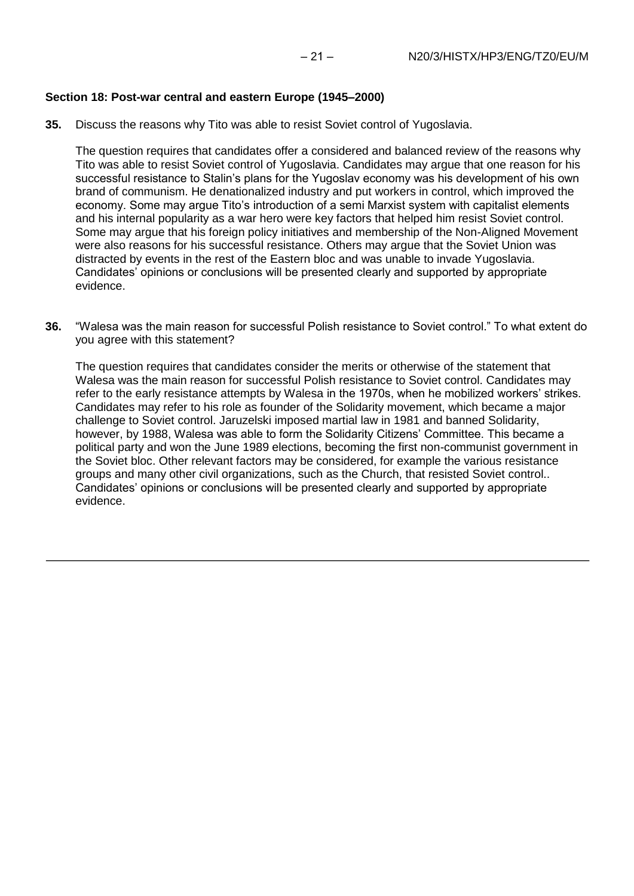**Section 18: Post-war central and eastern Europe (1945–2000)**

**35.** Discuss the reasons why Tito was able to resist Soviet control of Yugoslavia.

The question requires that candidates offer a considered and balanced review of the reasons why Tito was able to resist Soviet control of Yugoslavia. Candidates may argue that one reason for his successful resistance to Stalin's plans for the Yugoslav economy was his development of his own brand of communism. He denationalized industry and put workers in control, which improved the economy. Some may argue Tito's introduction of a semi Marxist system with capitalist elements and his internal popularity as a war hero were key factors that helped him resist Soviet control. Some may argue that his foreign policy initiatives and membership of the Non-Aligned Movement were also reasons for his successful resistance. Others may argue that the Soviet Union was distracted by events in the rest of the Eastern bloc and was unable to invade Yugoslavia. Candidates' opinions or conclusions will be presented clearly and supported by appropriate evidence.

**36.** "Walesa was the main reason for successful Polish resistance to Soviet control." To what extent do you agree with this statement?

The question requires that candidates consider the merits or otherwise of the statement that Walesa was the main reason for successful Polish resistance to Soviet control. Candidates may refer to the early resistance attempts by Walesa in the 1970s, when he mobilized workers' strikes. Candidates may refer to his role as founder of the Solidarity movement, which became a major challenge to Soviet control. Jaruzelski imposed martial law in 1981 and banned Solidarity, however, by 1988, Walesa was able to form the Solidarity Citizens' Committee. This became a political party and won the June 1989 elections, becoming the first non-communist government in the Soviet bloc. Other relevant factors may be considered, for example the various resistance groups and many other civil organizations, such as the Church, that resisted Soviet control.. Candidates' opinions or conclusions will be presented clearly and supported by appropriate evidence.